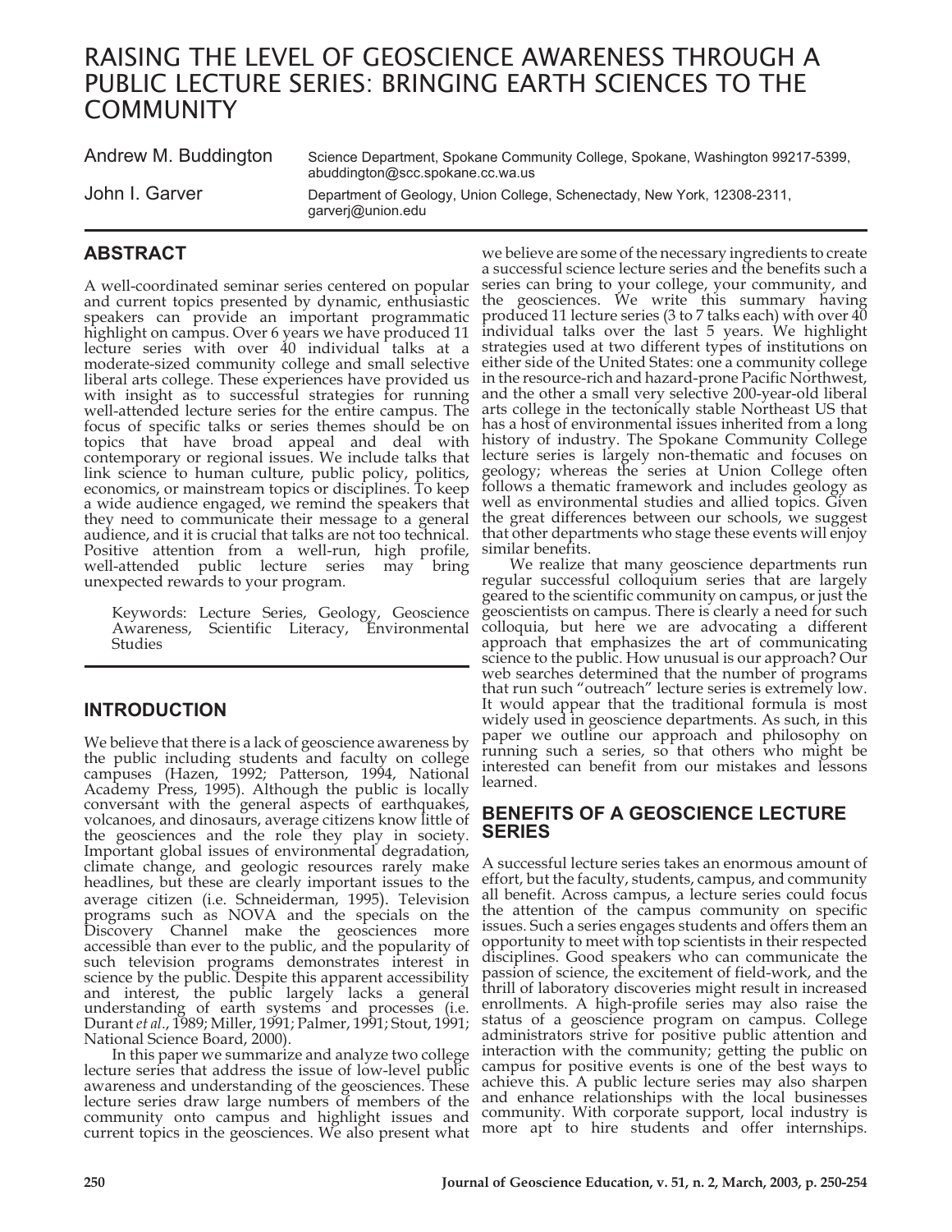# RAISING THE LEVEL OF GEOSCIENCE AWARENESS THROUGH A PUBLIC LECTURE SERIES: BRINGING EARTH SCIENCES TO THE COMMUNITY

Andrew M. Buddington — Science Department, Spokane Community College, Spokane, Washington 99217-5399, abuddington@scc.spokane.cc.wa.us

John I. Garver — Department of Geology, Union College, Schenectady, New York, 12308-2311, garverj@union.edu

## ABSTRACT

A well-coordinated seminar series centered on popular and current topics presented by dynamic, enthusiastic speakers can provide an important programmatic highlight on campus. Over 6 years we have produced 11 lecture series with over 40 individual talks at a moderate-sized community college and small selective liberal arts college. These experiences have provided us with insight as to successful strategies for running well-attended lecture series for the entire campus. The focus of specific talks or series themes should be on topics that have broad appeal and deal with contemporary or regional issues. We include talks that link science to human culture, public policy, politics, economics, or mainstream topics or disciplines. To keep a wide audience engaged, we remind the speakers that they need to communicate their message to a general audience, and it is crucial that talks are not too technical. Positive attention from a well-run, high profile, well-attended public lecture series may bring unexpected rewards to your program.

Keywords: Lecture Series, Geology, Geoscience Awareness, Scientific Literacy, Environmental Studies

## INTRODUCTION

We believe that there is a lack of geoscience awareness by the public including students and faculty on college campuses (Hazen, 1992; Patterson, 1994, National Academy Press, 1995). Although the public is locally conversant with the general aspects of earthquakes, volcanoes, and dinosaurs, average citizens know little of the geosciences and the role they play in society. Important global issues of environmental degradation, climate change, and geologic resources rarely make headlines, but these are clearly important issues to the average citizen (i.e. Schneiderman, 1995). Television programs such as NOVA and the specials on the Discovery Channel make the geosciences more accessible than ever to the public, and the popularity of such television programs demonstrates interest in science by the public. Despite this apparent accessibility and interest, the public largely lacks a general understanding of earth systems and processes (i.e. Durant *et al*., 1989; Miller, 1991; Palmer, 1991; Stout, 1991; National Science Board, 2000).

In this paper we summarize and analyze two college lecture series that address the issue of low-level public awareness and understanding of the geosciences. These lecture series draw large numbers of members of the community onto campus and highlight issues and current topics in the geosciences. We also present what we believe are some of the necessary ingredients to create a successful science lecture series and the benefits such a series can bring to your college, your community, and the geosciences. We write this summary having produced 11 lecture series (3 to 7 talks each) with over 40 individual talks over the last 5 years. We highlight strategies used at two different types of institutions on either side of the United States: one a community college in the resource-rich and hazard-prone Pacific Northwest, and the other a small very selective 200-year-old liberal arts college in the tectonically stable Northeast US that has a host of environmental issues inherited from a long history of industry. The Spokane Community College lecture series is largely non-thematic and focuses on geology; whereas the series at Union College often follows a thematic framework and includes geology as well as environmental studies and allied topics. Given the great differences between our schools, we suggest that other departments who stage these events will enjoy similar benefits.

We realize that many geoscience departments run regular successful colloquium series that are largely geared to the scientific community on campus, or just the geoscientists on campus. There is clearly a need for such colloquia, but here we are advocating a different approach that emphasizes the art of communicating science to the public. How unusual is our approach? Our web searches determined that the number of programs that run such "outreach" lecture series is extremely low. It would appear that the traditional formula is most widely used in geoscience departments. As such, in this paper we outline our approach and philosophy on running such a series, so that others who might be interested can benefit from our mistakes and lessons learned.

## BENEFITS OF A GEOSCIENCE LECTURE SERIES

A successful lecture series takes an enormous amount of effort, but the faculty, students, campus, and community all benefit. Across campus, a lecture series could focus the attention of the campus community on specific issues. Such a series engages students and offers them an opportunity to meet with top scientists in their respected disciplines. Good speakers who can communicate the passion of science, the excitement of field-work, and the thrill of laboratory discoveries might result in increased enrollments. A high-profile series may also raise the status of a geoscience program on campus. College administrators strive for positive public attention and interaction with the community; getting the public on campus for positive events is one of the best ways to achieve this. A public lecture series may also sharpen and enhance relationships with the local businesses community. With corporate support, local industry is more apt to hire students and offer internships.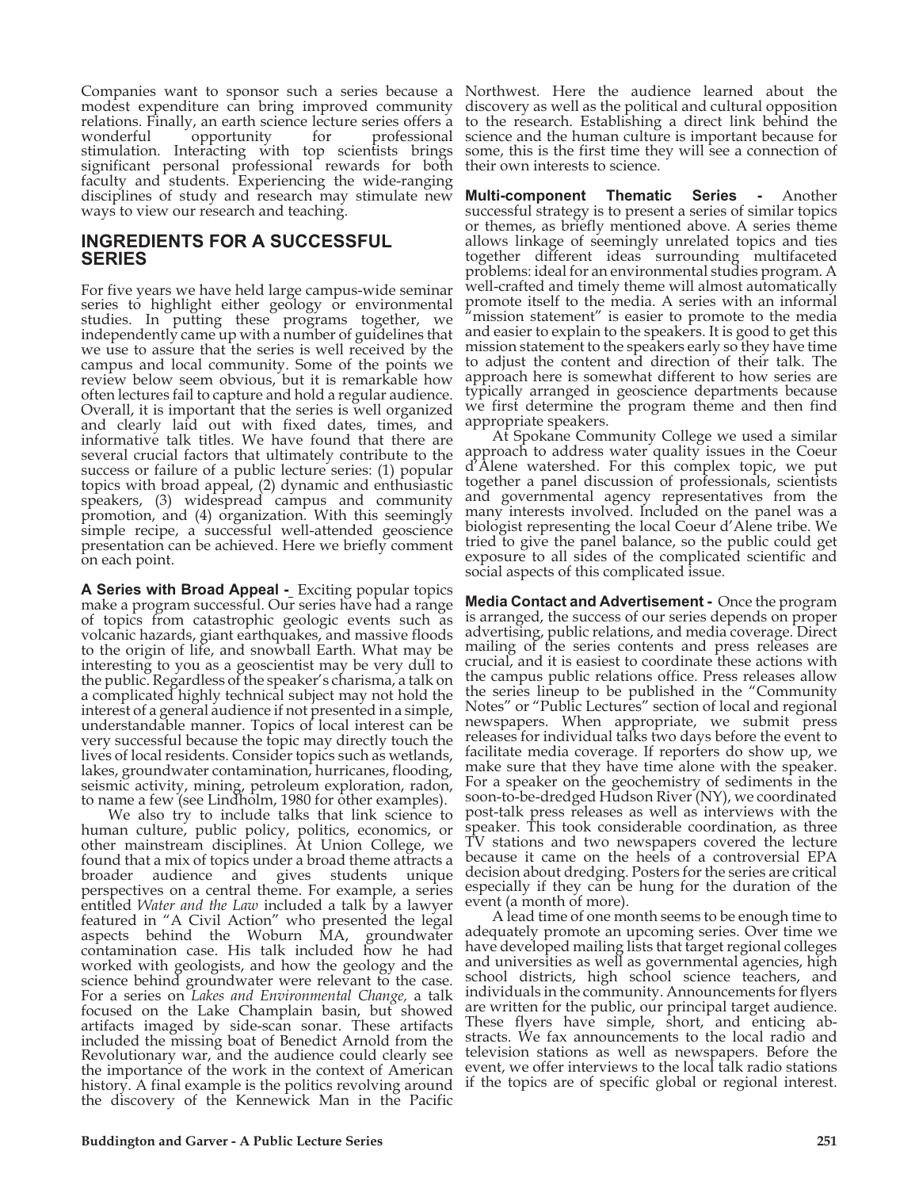Companies want to sponsor such a series because a modest expenditure can bring improved community relations. Finally, an earth science lecture series offers a wonderful opportunity for professional stimulation. Interacting with top scientists brings significant personal professional rewards for both faculty and students. Experiencing the wide-ranging disciplines of study and research may stimulate new ways to view our research and teaching.

## INGREDIENTS FOR A SUCCESSFUL SERIES

For five years we have held large campus-wide seminar series to highlight either geology or environmental studies. In putting these programs together, we independently came up with a number of guidelines that we use to assure that the series is well received by the campus and local community. Some of the points we review below seem obvious, but it is remarkable how often lectures fail to capture and hold a regular audience. Overall, it is important that the series is well organized and clearly laid out with fixed dates, times, and informative talk titles. We have found that there are several crucial factors that ultimately contribute to the success or failure of a public lecture series: (1) popular topics with broad appeal, (2) dynamic and enthusiastic speakers, (3) widespread campus and community promotion, and (4) organization. With this seemingly simple recipe, a successful well-attended geoscience presentation can be achieved. Here we briefly comment on each point.

**A Series with Broad Appeal -** Exciting popular topics make a program successful. Our series have had a range of topics from catastrophic geologic events such as volcanic hazards, giant earthquakes, and massive floods to the origin of life, and snowball Earth. What may be interesting to you as a geoscientist may be very dull to the public. Regardless of the speaker's charisma, a talk on a complicated highly technical subject may not hold the interest of a general audience if not presented in a simple, understandable manner. Topics of local interest can be very successful because the topic may directly touch the lives of local residents. Consider topics such as wetlands, lakes, groundwater contamination, hurricanes, flooding, seismic activity, mining, petroleum exploration, radon, to name a few (see Lindholm, 1980 for other examples).

We also try to include talks that link science to human culture, public policy, politics, economics, or other mainstream disciplines. At Union College, we found that a mix of topics under a broad theme attracts a broader audience and gives students unique perspectives on a central theme. For example, a series entitled *Water and the Law* included a talk by a lawyer featured in "A Civil Action" who presented the legal aspects behind the Woburn MA, groundwater contamination case. His talk included how he had worked with geologists, and how the geology and the science behind groundwater were relevant to the case. For a series on *Lakes and Environmental Change,* a talk focused on the Lake Champlain basin, but showed artifacts imaged by side-scan sonar. These artifacts included the missing boat of Benedict Arnold from the Revolutionary war, and the audience could clearly see the importance of the work in the context of American history. A final example is the politics revolving around the discovery of the Kennewick Man in the Pacific Northwest. Here the audience learned about the discovery as well as the political and cultural opposition to the research. Establishing a direct link behind the science and the human culture is important because for some, this is the first time they will see a connection of their own interests to science.

**Multi-component Thematic Series -** Another successful strategy is to present a series of similar topics or themes, as briefly mentioned above. A series theme allows linkage of seemingly unrelated topics and ties together different ideas surrounding multifaceted problems: ideal for an environmental studies program. A well-crafted and timely theme will almost automatically promote itself to the media. A series with an informal "mission statement" is easier to promote to the media and easier to explain to the speakers. It is good to get this mission statement to the speakers early so they have time to adjust the content and direction of their talk. The approach here is somewhat different to how series are typically arranged in geoscience departments because we first determine the program theme and then find appropriate speakers.

At Spokane Community College we used a similar approach to address water quality issues in the Coeur d'Alene watershed. For this complex topic, we put together a panel discussion of professionals, scientists and governmental agency representatives from the many interests involved. Included on the panel was a biologist representing the local Coeur d'Alene tribe. We tried to give the panel balance, so the public could get exposure to all sides of the complicated scientific and social aspects of this complicated issue.

**Media Contact and Advertisement -** Once the program is arranged, the success of our series depends on proper advertising, public relations, and media coverage. Direct mailing of the series contents and press releases are crucial, and it is easiest to coordinate these actions with the campus public relations office. Press releases allow the series lineup to be published in the "Community Notes" or "Public Lectures" section of local and regional newspapers. When appropriate, we submit press releases for individual talks two days before the event to facilitate media coverage. If reporters do show up, we make sure that they have time alone with the speaker. For a speaker on the geochemistry of sediments in the soon-to-be-dredged Hudson River (NY), we coordinated post-talk press releases as well as interviews with the speaker. This took considerable coordination, as three TV stations and two newspapers covered the lecture because it came on the heels of a controversial EPA decision about dredging. Posters for the series are critical especially if they can be hung for the duration of the event (a month of more).

A lead time of one month seems to be enough time to adequately promote an upcoming series. Over time we have developed mailing lists that target regional colleges and universities as well as governmental agencies, high school districts, high school science teachers, and individuals in the community. Announcements for flyers are written for the public, our principal target audience. These flyers have simple, short, and enticing abstracts. We fax announcements to the local radio and television stations as well as newspapers. Before the event, we offer interviews to the local talk radio stations if the topics are of specific global or regional interest.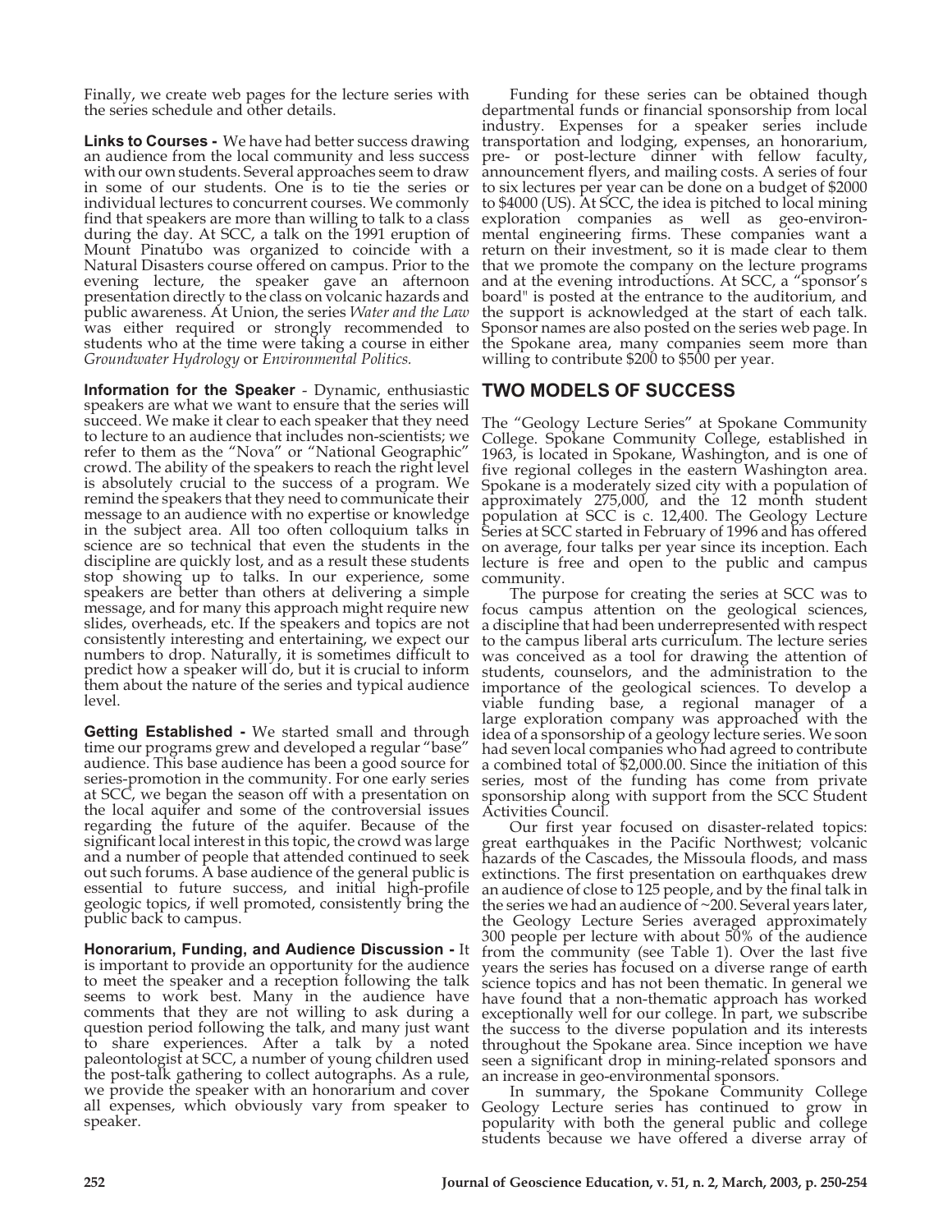Finally, we create web pages for the lecture series with the series schedule and other details.

**Links to Courses -** We have had better success drawing an audience from the local community and less success with our own students. Several approaches seem to draw in some of our students. One is to tie the series or individual lectures to concurrent courses. We commonly find that speakers are more than willing to talk to a class during the day. At SCC, a talk on the 1991 eruption of Mount Pinatubo was organized to coincide with a Natural Disasters course offered on campus. Prior to the evening lecture, the speaker gave an afternoon presentation directly to the class on volcanic hazards and public awareness. At Union, the series *Water and the Law* was either required or strongly recommended to students who at the time were taking a course in either *Groundwater Hydrology* or *Environmental Politics.*

**Information for the Speaker** - Dynamic, enthusiastic speakers are what we want to ensure that the series will succeed. We make it clear to each speaker that they need to lecture to an audience that includes non-scientists; we refer to them as the "Nova" or "National Geographic" crowd. The ability of the speakers to reach the right level is absolutely crucial to the success of a program. We remind the speakers that they need to communicate their message to an audience with no expertise or knowledge in the subject area. All too often colloquium talks in science are so technical that even the students in the discipline are quickly lost, and as a result these students stop showing up to talks. In our experience, some speakers are better than others at delivering a simple message, and for many this approach might require new slides, overheads, etc. If the speakers and topics are not consistently interesting and entertaining, we expect our numbers to drop. Naturally, it is sometimes difficult to predict how a speaker will do, but it is crucial to inform them about the nature of the series and typical audience level.

**Getting Established -** We started small and through time our programs grew and developed a regular "base" audience. This base audience has been a good source for series-promotion in the community. For one early series at SCC, we began the season off with a presentation on the local aquifer and some of the controversial issues regarding the future of the aquifer. Because of the significant local interest in this topic, the crowd was large and a number of people that attended continued to seek out such forums. A base audience of the general public is essential to future success, and initial high-profile geologic topics, if well promoted, consistently bring the public back to campus.

**Honorarium, Funding, and Audience Discussion -** It is important to provide an opportunity for the audience to meet the speaker and a reception following the talk seems to work best. Many in the audience have comments that they are not willing to ask during a question period following the talk, and many just want to share experiences. After a talk by a noted paleontologist at SCC, a number of young children used the post-talk gathering to collect autographs. As a rule, we provide the speaker with an honorarium and cover all expenses, which obviously vary from speaker to speaker.

Funding for these series can be obtained though departmental funds or financial sponsorship from local industry. Expenses for a speaker series include transportation and lodging, expenses, an honorarium, pre- or post-lecture dinner with fellow faculty, announcement flyers, and mailing costs. A series of four to six lectures per year can be done on a budget of $2000 to $4000 (US). At SCC, the idea is pitched to local mining exploration companies as well as geo-environmental engineering firms. These companies want a return on their investment, so it is made clear to them that we promote the company on the lecture programs and at the evening introductions. At SCC, a "sponsor's board" is posted at the entrance to the auditorium, and the support is acknowledged at the start of each talk. Sponsor names are also posted on the series web page. In the Spokane area, many companies seem more than willing to contribute $200 to $500 per year.

## TWO MODELS OF SUCCESS

The "Geology Lecture Series" at Spokane Community College. Spokane Community College, established in 1963, is located in Spokane, Washington, and is one of five regional colleges in the eastern Washington area. Spokane is a moderately sized city with a population of approximately 275,000, and the 12 month student population at SCC is c. 12,400. The Geology Lecture Series at SCC started in February of 1996 and has offered on average, four talks per year since its inception. Each lecture is free and open to the public and campus community.

The purpose for creating the series at SCC was to focus campus attention on the geological sciences, a discipline that had been underrepresented with respect to the campus liberal arts curriculum. The lecture series was conceived as a tool for drawing the attention of students, counselors, and the administration to the importance of the geological sciences. To develop a viable funding base, a regional manager of a large exploration company was approached with the idea of a sponsorship of a geology lecture series. We soon had seven local companies who had agreed to contribute a combined total of $2,000.00. Since the initiation of this series, most of the funding has come from private sponsorship along with support from the SCC Student Activities Council.

Our first year focused on disaster-related topics: great earthquakes in the Pacific Northwest; volcanic hazards of the Cascades, the Missoula floods, and mass extinctions. The first presentation on earthquakes drew an audience of close to 125 people, and by the final talk in the series we had an audience of ~200. Several years later, the Geology Lecture Series averaged approximately 300 people per lecture with about 50% of the audience from the community (see Table 1). Over the last five years the series has focused on a diverse range of earth science topics and has not been thematic. In general we have found that a non-thematic approach has worked exceptionally well for our college. In part, we subscribe the success to the diverse population and its interests throughout the Spokane area. Since inception we have seen a significant drop in mining-related sponsors and an increase in geo-environmental sponsors.

In summary, the Spokane Community College Geology Lecture series has continued to grow in popularity with both the general public and college students because we have offered a diverse array of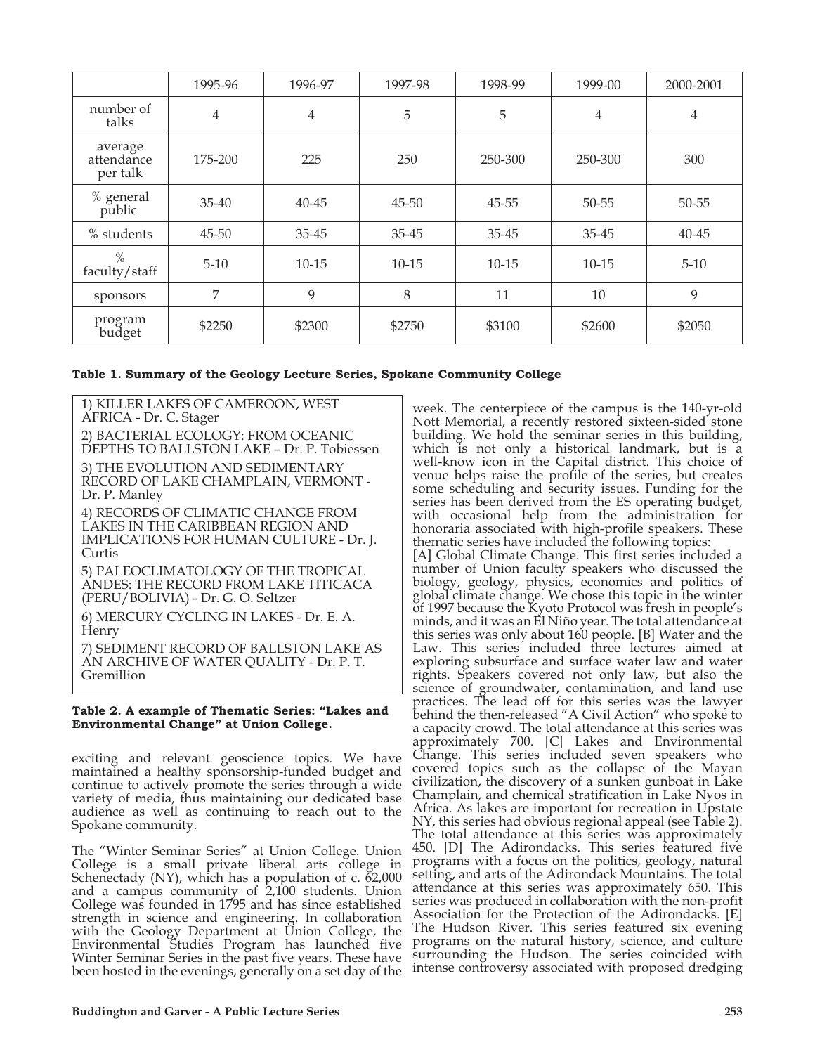| | 1995-96 | 1996-97 | 1997-98 | 1998-99 | 1999-00 | 2000-2001 |
|---|---|---|---|---|---|---|
| number of talks | 4 | 4 | 5 | 5 | 4 | 4 |
| average attendance per talk | 175-200 | 225 | 250 | 250-300 | 250-300 | 300 |
| % general public | 35-40 | 40-45 | 45-50 | 45-55 | 50-55 | 50-55 |
| % students | 45-50 | 35-45 | 35-45 | 35-45 | 35-45 | 40-45 |
| % faculty/staff | 5-10 | 10-15 | 10-15 | 10-15 | 10-15 | 5-10 |
| sponsors | 7 | 9 | 8 | 11 | 10 | 9 |
| program budget | $2250 | $2300 | $2750 | $3100 | $2600 | $2050 |

**Table 1. Summary of the Geology Lecture Series, Spokane Community College**

exciting and relevant geoscience topics. We have maintained a healthy sponsorship-funded budget and continue to actively promote the series through a wide variety of media, thus maintaining our dedicated base audience as well as continuing to reach out to the Spokane community.

The "Winter Seminar Series" at Union College. Union College is a small private liberal arts college in Schenectady (NY), which has a population of c. 62,000 and a campus community of 2,100 students. Union College was founded in 1795 and has since established strength in science and engineering. In collaboration with the Geology Department at Union College, the Environmental Studies Program has launched five Winter Seminar Series in the past five years. These have been hosted in the evenings, generally on a set day of the week. The centerpiece of the campus is the 140-yr-old Nott Memorial, a recently restored sixteen-sided stone building. We hold the seminar series in this building, which is not only a historical landmark, but is a well-know icon in the Capital district. This choice of venue helps raise the profile of the series, but creates some scheduling and security issues. Funding for the series has been derived from the ES operating budget, with occasional help from the administration for honoraria associated with high-profile speakers. These thematic series have included the following topics:

[A] Global Climate Change. This first series included a number of Union faculty speakers who discussed the biology, geology, physics, economics and politics of global climate change. We chose this topic in the winter of 1997 because the Kyoto Protocol was fresh in people's minds, and it was an El Niño year. The total attendance at this series was only about 160 people. [B] Water and the Law. This series included three lectures aimed at exploring subsurface and surface water law and water rights. Speakers covered not only law, but also the science of groundwater, contamination, and land use practices. The lead off for this series was the lawyer behind the then-released "A Civil Action" who spoke to a capacity crowd. The total attendance at this series was approximately 700. [C] Lakes and Environmental Change. This series included seven speakers who covered topics such as the collapse of the Mayan civilization, the discovery of a sunken gunboat in Lake Champlain, and chemical stratification in Lake Nyos in Africa. As lakes are important for recreation in Upstate NY, this series had obvious regional appeal (see Table 2). The total attendance at this series was approximately 450. [D] The Adirondacks. This series featured five programs with a focus on the politics, geology, natural setting, and arts of the Adirondack Mountains. The total attendance at this series was approximately 650. This series was produced in collaboration with the non-profit Association for the Protection of the Adirondacks. [E] The Hudson River. This series featured six evening programs on the natural history, science, and culture surrounding the Hudson. The series coincided with intense controversy associated with proposed dredging

| |
|---|
| 1) KILLER LAKES OF CAMEROON, WEST AFRICA - Dr. C. Stager |
| 2) BACTERIAL ECOLOGY: FROM OCEANIC DEPTHS TO BALLSTON LAKE – Dr. P. Tobiessen |
| 3) THE EVOLUTION AND SEDIMENTARY RECORD OF LAKE CHAMPLAIN, VERMONT - Dr. P. Manley |
| 4) RECORDS OF CLIMATIC CHANGE FROM LAKES IN THE CARIBBEAN REGION AND IMPLICATIONS FOR HUMAN CULTURE - Dr. J. Curtis |
| 5) PALEOCLIMATOLOGY OF THE TROPICAL ANDES: THE RECORD FROM LAKE TITICACA (PERU/BOLIVIA) - Dr. G. O. Seltzer |
| 6) MERCURY CYCLING IN LAKES - Dr. E. A. Henry |
| 7) SEDIMENT RECORD OF BALLSTON LAKE AS AN ARCHIVE OF WATER QUALITY - Dr. P. T. Gremillion |

**Table 2. A example of Thematic Series: "Lakes and Environmental Change" at Union College.**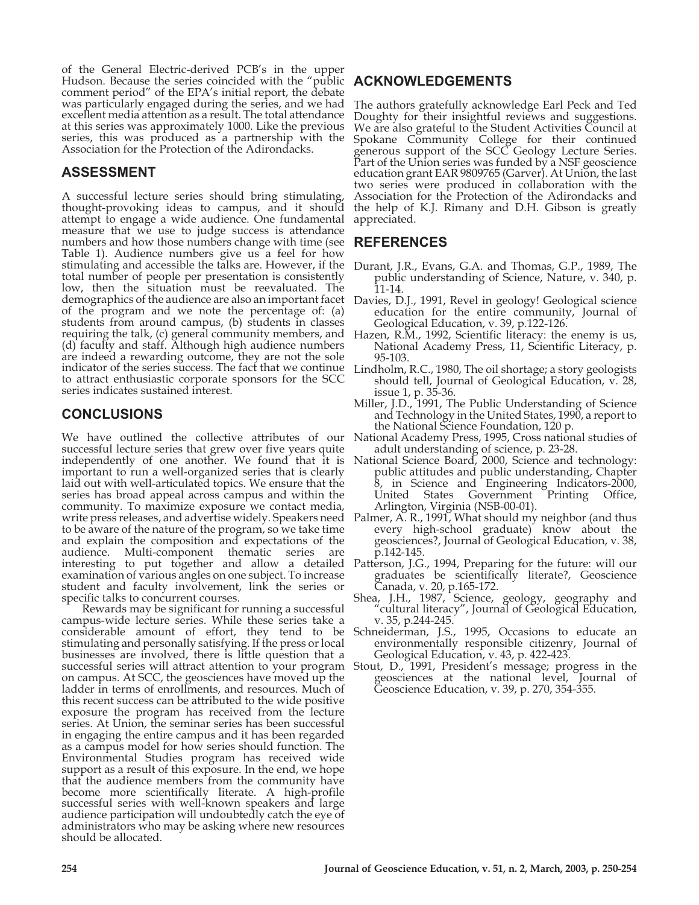of the General Electric-derived PCB's in the upper Hudson. Because the series coincided with the "public comment period" of the EPA's initial report, the debate was particularly engaged during the series, and we had excellent media attention as a result. The total attendance at this series was approximately 1000. Like the previous series, this was produced as a partnership with the Association for the Protection of the Adirondacks.

## ASSESSMENT

A successful lecture series should bring stimulating, thought-provoking ideas to campus, and it should attempt to engage a wide audience. One fundamental measure that we use to judge success is attendance numbers and how those numbers change with time (see Table 1). Audience numbers give us a feel for how stimulating and accessible the talks are. However, if the total number of people per presentation is consistently low, then the situation must be reevaluated. The demographics of the audience are also an important facet of the program and we note the percentage of: (a) students from around campus, (b) students in classes requiring the talk, (c) general community members, and (d) faculty and staff. Although high audience numbers are indeed a rewarding outcome, they are not the sole indicator of the series success. The fact that we continue to attract enthusiastic corporate sponsors for the SCC series indicates sustained interest.

## CONCLUSIONS

We have outlined the collective attributes of our successful lecture series that grew over five years quite independently of one another. We found that it is important to run a well-organized series that is clearly laid out with well-articulated topics. We ensure that the series has broad appeal across campus and within the community. To maximize exposure we contact media, write press releases, and advertise widely. Speakers need to be aware of the nature of the program, so we take time and explain the composition and expectations of the audience. Multi-component thematic series are interesting to put together and allow a detailed examination of various angles on one subject. To increase student and faculty involvement, link the series or specific talks to concurrent courses.

Rewards may be significant for running a successful campus-wide lecture series. While these series take a considerable amount of effort, they tend to be stimulating and personally satisfying. If the press or local businesses are involved, there is little question that a successful series will attract attention to your program on campus. At SCC, the geosciences have moved up the ladder in terms of enrollments, and resources. Much of this recent success can be attributed to the wide positive exposure the program has received from the lecture series. At Union, the seminar series has been successful in engaging the entire campus and it has been regarded as a campus model for how series should function. The Environmental Studies program has received wide support as a result of this exposure. In the end, we hope that the audience members from the community have become more scientifically literate. A high-profile successful series with well-known speakers and large audience participation will undoubtedly catch the eye of administrators who may be asking where new resources should be allocated.

## ACKNOWLEDGEMENTS

The authors gratefully acknowledge Earl Peck and Ted Doughty for their insightful reviews and suggestions. We are also grateful to the Student Activities Council at Spokane Community College for their continued generous support of the SCC Geology Lecture Series. Part of the Union series was funded by a NSF geoscience education grant EAR 9809765 (Garver). At Union, the last two series were produced in collaboration with the Association for the Protection of the Adirondacks and the help of K.J. Rimany and D.H. Gibson is greatly appreciated.

## REFERENCES

Durant, J.R., Evans, G.A. and Thomas, G.P., 1989, The public understanding of Science, Nature, v. 340, p. 11-14.

Davies, D.J., 1991, Revel in geology! Geological science education for the entire community, Journal of Geological Education, v. 39, p.122-126.

Hazen, R.M., 1992, Scientific literacy: the enemy is us, National Academy Press, 11, Scientific Literacy, p. 95-103.

Lindholm, R.C., 1980, The oil shortage; a story geologists should tell, Journal of Geological Education, v. 28, issue 1, p. 35-36.

Miller, J.D., 1991, The Public Understanding of Science and Technology in the United States, 1990, a report to the National Science Foundation, 120 p.

National Academy Press, 1995, Cross national studies of adult understanding of science, p. 23-28.

National Science Board, 2000, Science and technology: public attitudes and public understanding, Chapter 8, in Science and Engineering Indicators-2000, United States Government Printing Office, Arlington, Virginia (NSB-00-01).

Palmer, A. R., 1991, What should my neighbor (and thus every high-school graduate) know about the geosciences?, Journal of Geological Education, v. 38, p.142-145.

Patterson, J.G., 1994, Preparing for the future: will our graduates be scientifically literate?, Geoscience Canada, v. 20, p.165-172.

Shea, J.H., 1987, Science, geology, geography and "cultural literacy", Journal of Geological Education, v. 35, p.244-245.

Schneiderman, J.S., 1995, Occasions to educate an environmentally responsible citizenry, Journal of Geological Education, v. 43, p. 422-423.

Stout, D., 1991, President's message; progress in the geosciences at the national level, Journal of Geoscience Education, v. 39, p. 270, 354-355.